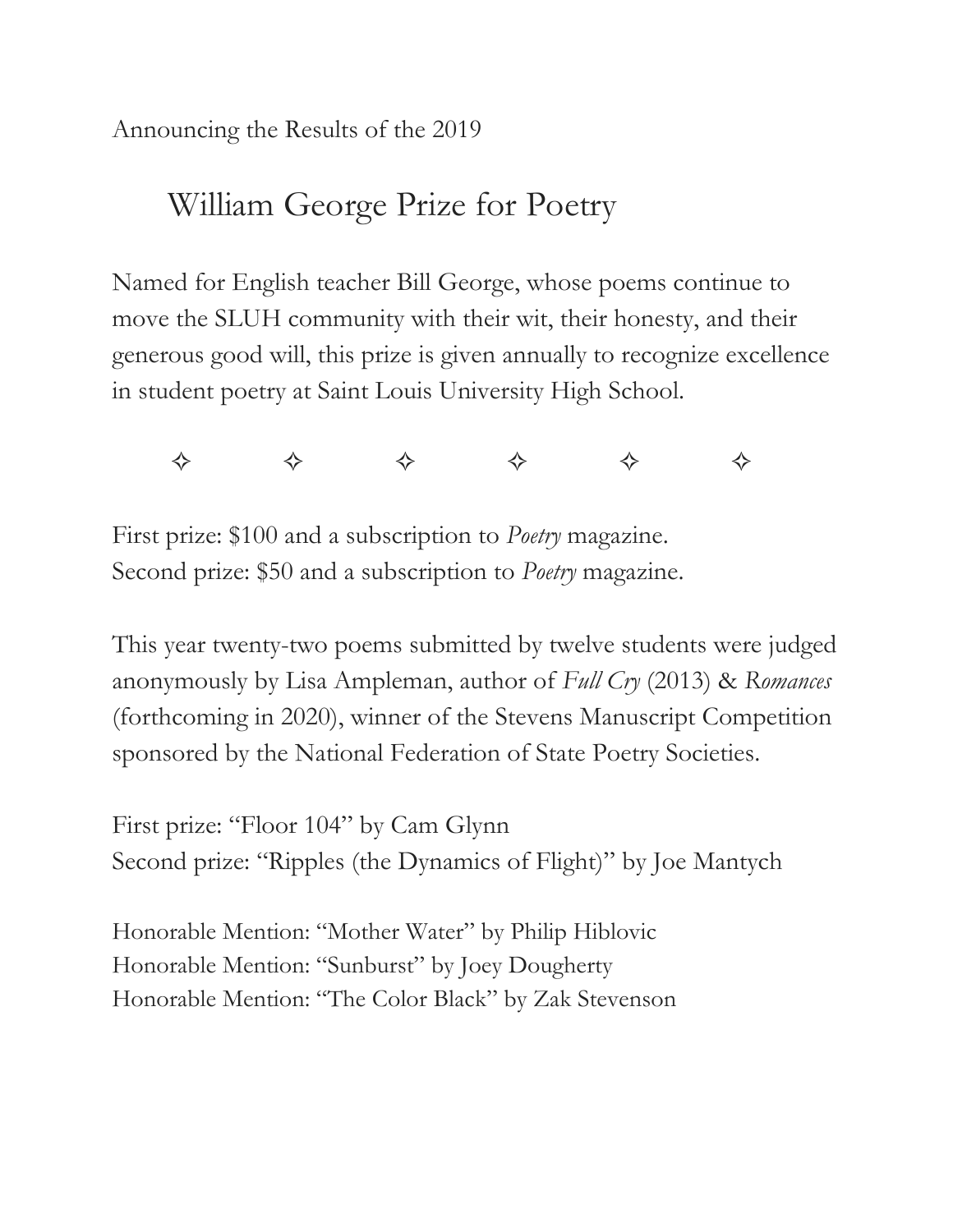Announcing the Results of the 2019

# William George Prize for Poetry

Named for English teacher Bill George, whose poems continue to move the SLUH community with their wit, their honesty, and their generous good will, this prize is given annually to recognize excellence in student poetry at Saint Louis University High School.

✧ ✧ ✧ ✧ ✧ ✧

First prize: $100 and a subscription to *Poetry* magazine.
Second prize: $50 and a subscription to *Poetry* magazine.

This year twenty-two poems submitted by twelve students were judged anonymously by Lisa Ampleman, author of *Full Cry* (2013) & *Romances* (forthcoming in 2020), winner of the Stevens Manuscript Competition sponsored by the National Federation of State Poetry Societies.

First prize: "Floor 104" by Cam Glynn
Second prize: "Ripples (the Dynamics of Flight)" by Joe Mantych

Honorable Mention: "Mother Water" by Philip Hiblovic
Honorable Mention: "Sunburst" by Joey Dougherty
Honorable Mention: "The Color Black" by Zak Stevenson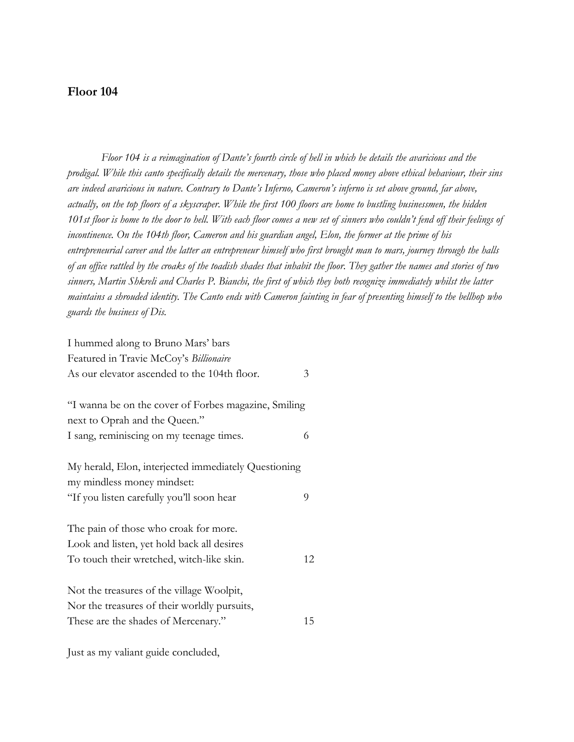## Floor 104

*Floor 104 is a reimagination of Dante's fourth circle of hell in which he details the avaricious and the prodigal. While this canto specifically details the mercenary, those who placed money above ethical behaviour, their sins are indeed avaricious in nature. Contrary to Dante's Inferno, Cameron's inferno is set above ground, far above, actually, on the top floors of a skyscraper. While the first 100 floors are home to bustling businessmen, the hidden 101st floor is home to the door to hell. With each floor comes a new set of sinners who couldn't fend off their feelings of incontinence. On the 104th floor, Cameron and his guardian angel, Elon, the former at the prime of his entrepreneurial career and the latter an entrepreneur himself who first brought man to mars, journey through the halls of an office rattled by the croaks of the toadish shades that inhabit the floor. They gather the names and stories of two sinners, Martin Shkreli and Charles P. Bianchi, the first of which they both recognize immediately whilst the latter maintains a shrouded identity. The Canto ends with Cameron fainting in fear of presenting himself to the bellhop who guards the business of Dis.*

I hummed along to Bruno Mars' bars
Featured in Travie McCoy's *Billionaire*
As our elevator ascended to the 104th floor. 3

"I wanna be on the cover of Forbes magazine, Smiling
next to Oprah and the Queen."
I sang, reminiscing on my teenage times. 6

My herald, Elon, interjected immediately Questioning
my mindless money mindset:
"If you listen carefully you'll soon hear 9

The pain of those who croak for more.
Look and listen, yet hold back all desires
To touch their wretched, witch-like skin. 12

Not the treasures of the village Woolpit,
Nor the treasures of their worldly pursuits,
These are the shades of Mercenary." 15

Just as my valiant guide concluded,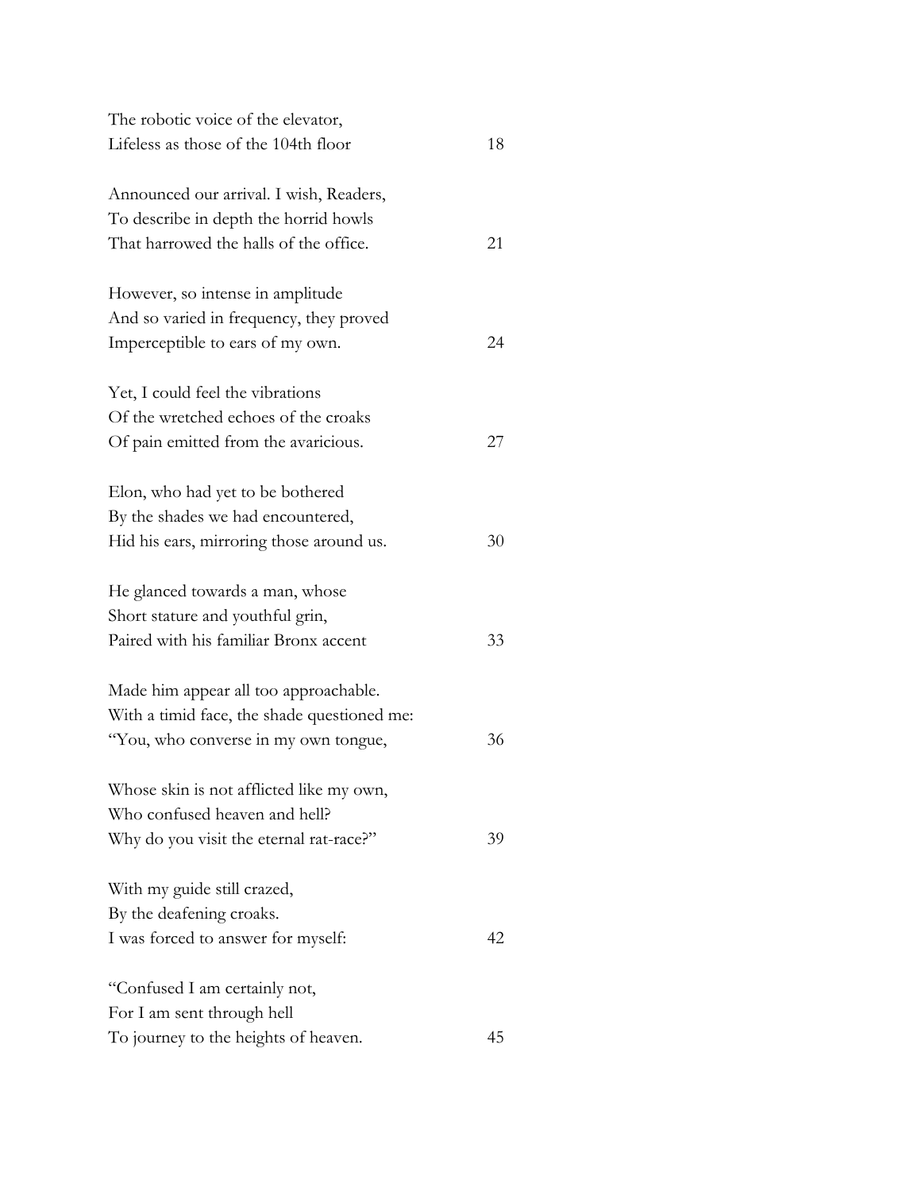The robotic voice of the elevator,
Lifeless as those of the 104th floor 18

Announced our arrival. I wish, Readers,
To describe in depth the horrid howls
That harrowed the halls of the office. 21

However, so intense in amplitude
And so varied in frequency, they proved
Imperceptible to ears of my own. 24

Yet, I could feel the vibrations
Of the wretched echoes of the croaks
Of pain emitted from the avaricious. 27

Elon, who had yet to be bothered
By the shades we had encountered,
Hid his ears, mirroring those around us. 30

He glanced towards a man, whose
Short stature and youthful grin,
Paired with his familiar Bronx accent 33

Made him appear all too approachable.
With a timid face, the shade questioned me:
"You, who converse in my own tongue, 36

Whose skin is not afflicted like my own,
Who confused heaven and hell?
Why do you visit the eternal rat-race?" 39

With my guide still crazed,
By the deafening croaks.
I was forced to answer for myself: 42

"Confused I am certainly not,
For I am sent through hell
To journey to the heights of heaven. 45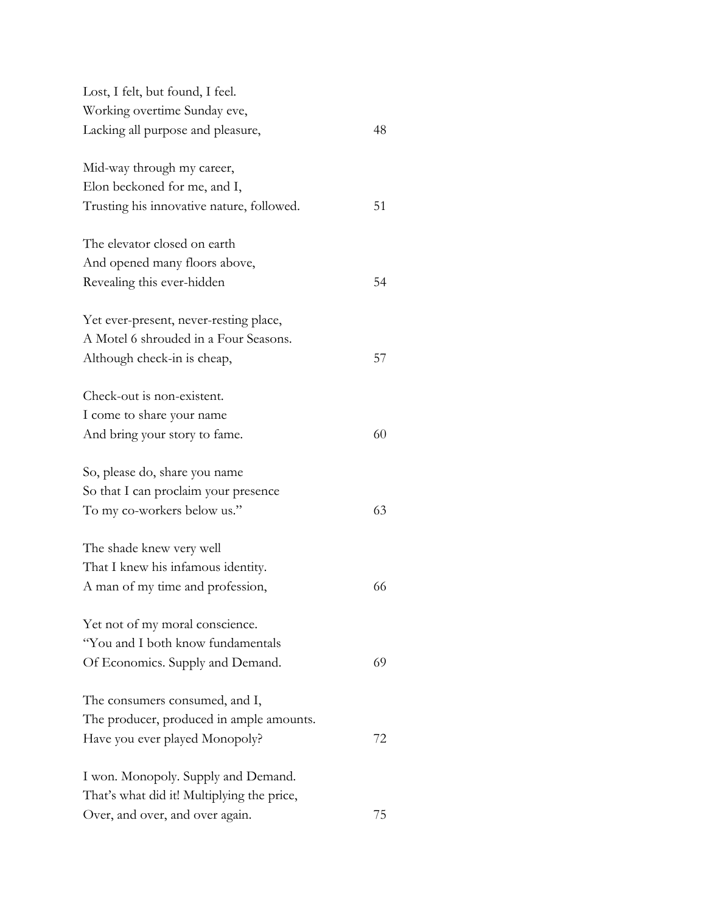Lost, I felt, but found, I feel.
Working overtime Sunday eve,
Lacking all purpose and pleasure, 48

Mid-way through my career,
Elon beckoned for me, and I,
Trusting his innovative nature, followed. 51

The elevator closed on earth
And opened many floors above,
Revealing this ever-hidden 54

Yet ever-present, never-resting place,
A Motel 6 shrouded in a Four Seasons.
Although check-in is cheap, 57

Check-out is non-existent.
I come to share your name
And bring your story to fame. 60

So, please do, share you name
So that I can proclaim your presence
To my co-workers below us." 63

The shade knew very well
That I knew his infamous identity.
A man of my time and profession, 66

Yet not of my moral conscience.
"You and I both know fundamentals
Of Economics. Supply and Demand. 69

The consumers consumed, and I,
The producer, produced in ample amounts.
Have you ever played Monopoly? 72

I won. Monopoly. Supply and Demand.
That's what did it! Multiplying the price,
Over, and over, and over again. 75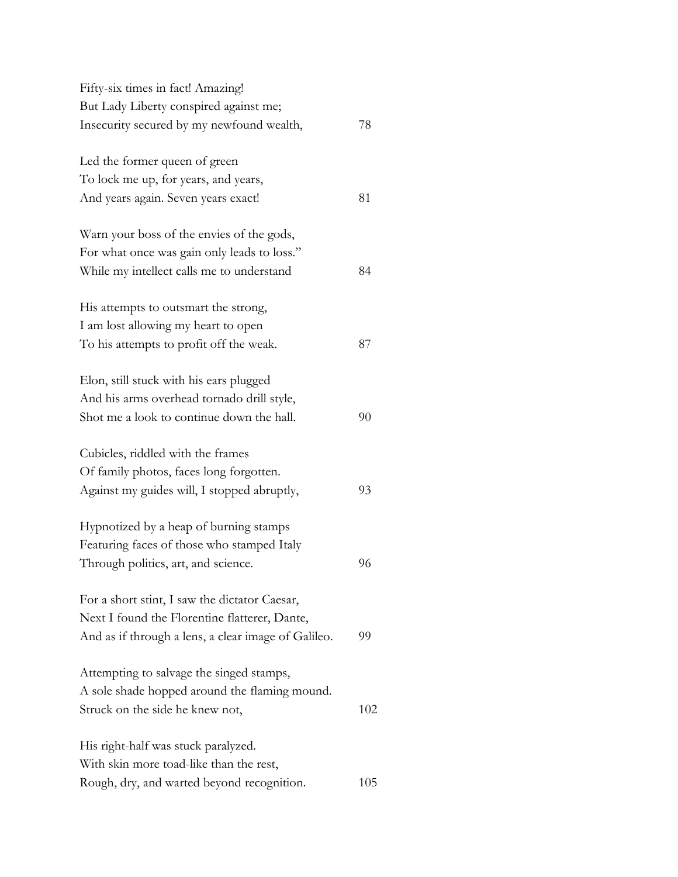Fifty-six times in fact! Amazing!
But Lady Liberty conspired against me;
Insecurity secured by my newfound wealth, 78

Led the former queen of green
To lock me up, for years, and years,
And years again. Seven years exact! 81

Warn your boss of the envies of the gods,
For what once was gain only leads to loss."
While my intellect calls me to understand 84

His attempts to outsmart the strong,
I am lost allowing my heart to open
To his attempts to profit off the weak. 87

Elon, still stuck with his ears plugged
And his arms overhead tornado drill style,
Shot me a look to continue down the hall. 90

Cubicles, riddled with the frames
Of family photos, faces long forgotten.
Against my guides will, I stopped abruptly, 93

Hypnotized by a heap of burning stamps
Featuring faces of those who stamped Italy
Through politics, art, and science. 96

For a short stint, I saw the dictator Caesar,
Next I found the Florentine flatterer, Dante,
And as if through a lens, a clear image of Galileo. 99

Attempting to salvage the singed stamps,
A sole shade hopped around the flaming mound.
Struck on the side he knew not, 102

His right-half was stuck paralyzed.
With skin more toad-like than the rest,
Rough, dry, and warted beyond recognition. 105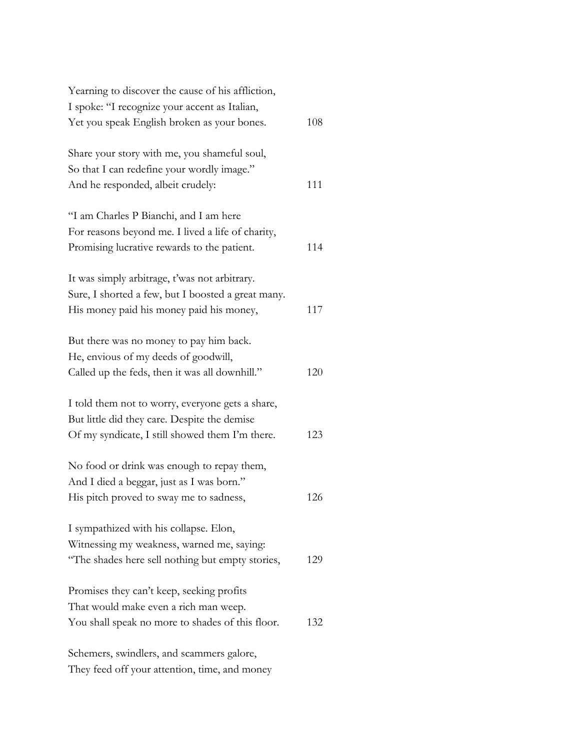Yearning to discover the cause of his affliction,
I spoke: "I recognize your accent as Italian,
Yet you speak English broken as your bones. 108

Share your story with me, you shameful soul,
So that I can redefine your wordly image."
And he responded, albeit crudely: 111

"I am Charles P Bianchi, and I am here
For reasons beyond me. I lived a life of charity,
Promising lucrative rewards to the patient. 114

It was simply arbitrage, t'was not arbitrary.
Sure, I shorted a few, but I boosted a great many.
His money paid his money paid his money, 117

But there was no money to pay him back.
He, envious of my deeds of goodwill,
Called up the feds, then it was all downhill." 120

I told them not to worry, everyone gets a share,
But little did they care. Despite the demise
Of my syndicate, I still showed them I'm there. 123

No food or drink was enough to repay them,
And I died a beggar, just as I was born."
His pitch proved to sway me to sadness, 126

I sympathized with his collapse. Elon,
Witnessing my weakness, warned me, saying:
"The shades here sell nothing but empty stories, 129

Promises they can't keep, seeking profits
That would make even a rich man weep.
You shall speak no more to shades of this floor. 132

Schemers, swindlers, and scammers galore,
They feed off your attention, time, and money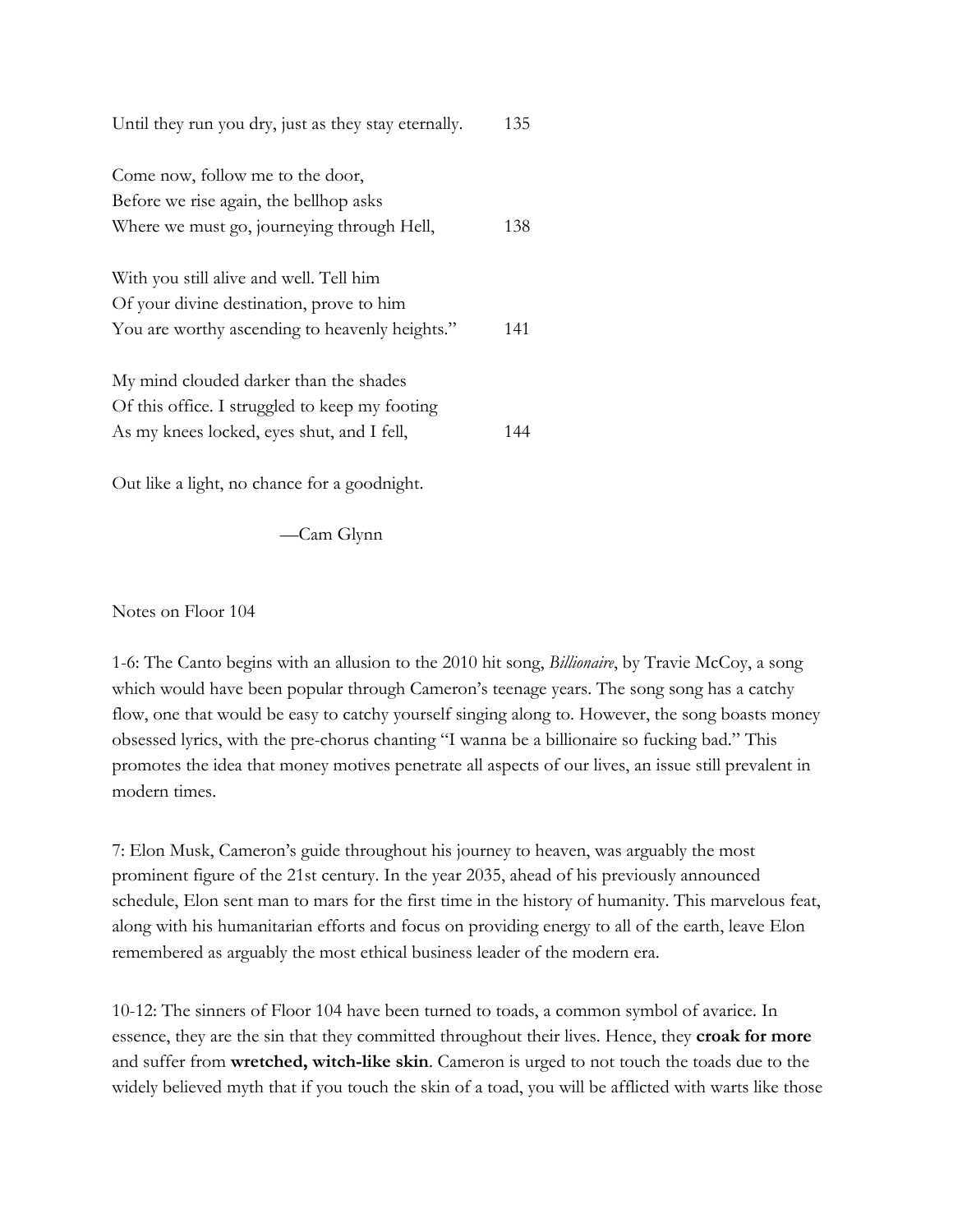Until they run you dry, just as they stay eternally. 135

Come now, follow me to the door,
Before we rise again, the bellhop asks
Where we must go, journeying through Hell, 138

With you still alive and well. Tell him
Of your divine destination, prove to him
You are worthy ascending to heavenly heights." 141

My mind clouded darker than the shades
Of this office. I struggled to keep my footing
As my knees locked, eyes shut, and I fell, 144

Out like a light, no chance for a goodnight.

—Cam Glynn

Notes on Floor 104

1-6: The Canto begins with an allusion to the 2010 hit song, *Billionaire*, by Travie McCoy, a song which would have been popular through Cameron's teenage years. The song song has a catchy flow, one that would be easy to catchy yourself singing along to. However, the song boasts money obsessed lyrics, with the pre-chorus chanting "I wanna be a billionaire so fucking bad." This promotes the idea that money motives penetrate all aspects of our lives, an issue still prevalent in modern times.

7: Elon Musk, Cameron's guide throughout his journey to heaven, was arguably the most prominent figure of the 21st century. In the year 2035, ahead of his previously announced schedule, Elon sent man to mars for the first time in the history of humanity. This marvelous feat, along with his humanitarian efforts and focus on providing energy to all of the earth, leave Elon remembered as arguably the most ethical business leader of the modern era.

10-12: The sinners of Floor 104 have been turned to toads, a common symbol of avarice. In essence, they are the sin that they committed throughout their lives. Hence, they **croak for more** and suffer from **wretched, witch-like skin**. Cameron is urged to not touch the toads due to the widely believed myth that if you touch the skin of a toad, you will be afflicted with warts like those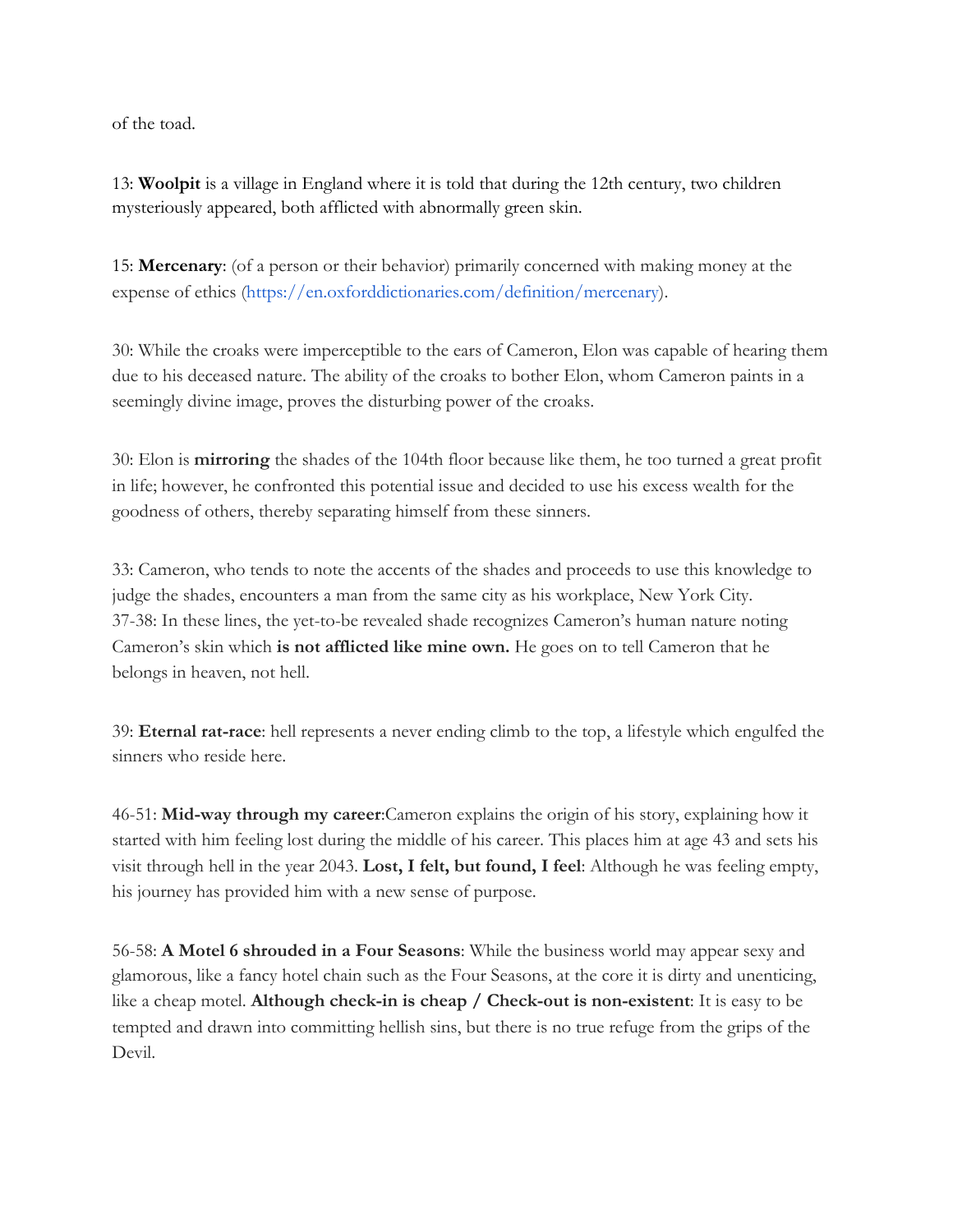of the toad.

13: **Woolpit** is a village in England where it is told that during the 12th century, two children mysteriously appeared, both afflicted with abnormally green skin.

15: **Mercenary**: (of a person or their behavior) primarily concerned with making money at the expense of ethics (https://en.oxforddictionaries.com/definition/mercenary).

30: While the croaks were imperceptible to the ears of Cameron, Elon was capable of hearing them due to his deceased nature. The ability of the croaks to bother Elon, whom Cameron paints in a seemingly divine image, proves the disturbing power of the croaks.

30: Elon is **mirroring** the shades of the 104th floor because like them, he too turned a great profit in life; however, he confronted this potential issue and decided to use his excess wealth for the goodness of others, thereby separating himself from these sinners.

33: Cameron, who tends to note the accents of the shades and proceeds to use this knowledge to judge the shades, encounters a man from the same city as his workplace, New York City.
37-38: In these lines, the yet-to-be revealed shade recognizes Cameron's human nature noting Cameron's skin which **is not afflicted like mine own.** He goes on to tell Cameron that he belongs in heaven, not hell.

39: **Eternal rat-race**: hell represents a never ending climb to the top, a lifestyle which engulfed the sinners who reside here.

46-51: **Mid-way through my career**:Cameron explains the origin of his story, explaining how it started with him feeling lost during the middle of his career. This places him at age 43 and sets his visit through hell in the year 2043. **Lost, I felt, but found, I feel**: Although he was feeling empty, his journey has provided him with a new sense of purpose.

56-58: **A Motel 6 shrouded in a Four Seasons**: While the business world may appear sexy and glamorous, like a fancy hotel chain such as the Four Seasons, at the core it is dirty and unenticing, like a cheap motel. **Although check-in is cheap / Check-out is non-existent**: It is easy to be tempted and drawn into committing hellish sins, but there is no true refuge from the grips of the Devil.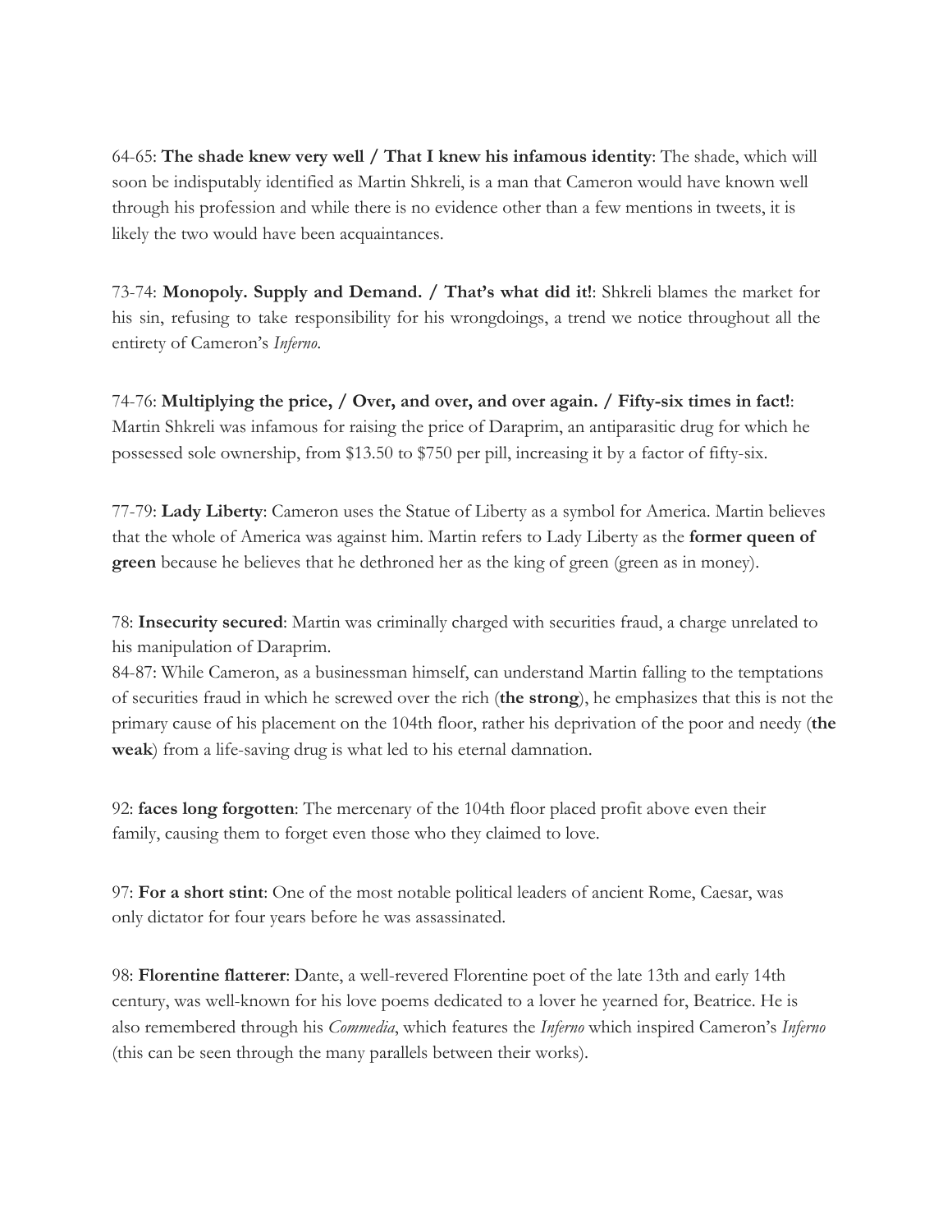64-65: **The shade knew very well / That I knew his infamous identity**: The shade, which will soon be indisputably identified as Martin Shkreli, is a man that Cameron would have known well through his profession and while there is no evidence other than a few mentions in tweets, it is likely the two would have been acquaintances.

73-74: **Monopoly. Supply and Demand. / That's what did it!**: Shkreli blames the market for his sin, refusing to take responsibility for his wrongdoings, a trend we notice throughout all the entirety of Cameron's *Inferno*.

74-76: **Multiplying the price, / Over, and over, and over again. / Fifty-six times in fact!**: Martin Shkreli was infamous for raising the price of Daraprim, an antiparasitic drug for which he possessed sole ownership, from $13.50 to $750 per pill, increasing it by a factor of fifty-six.

77-79: **Lady Liberty**: Cameron uses the Statue of Liberty as a symbol for America. Martin believes that the whole of America was against him. Martin refers to Lady Liberty as the **former queen of green** because he believes that he dethroned her as the king of green (green as in money).

78: **Insecurity secured**: Martin was criminally charged with securities fraud, a charge unrelated to his manipulation of Daraprim.
84-87: While Cameron, as a businessman himself, can understand Martin falling to the temptations of securities fraud in which he screwed over the rich (**the strong**), he emphasizes that this is not the primary cause of his placement on the 104th floor, rather his deprivation of the poor and needy (**the weak**) from a life-saving drug is what led to his eternal damnation.

92: **faces long forgotten**: The mercenary of the 104th floor placed profit above even their family, causing them to forget even those who they claimed to love.

97: **For a short stint**: One of the most notable political leaders of ancient Rome, Caesar, was only dictator for four years before he was assassinated.

98: **Florentine flatterer**: Dante, a well-revered Florentine poet of the late 13th and early 14th century, was well-known for his love poems dedicated to a lover he yearned for, Beatrice. He is also remembered through his *Commedia*, which features the *Inferno* which inspired Cameron's *Inferno* (this can be seen through the many parallels between their works).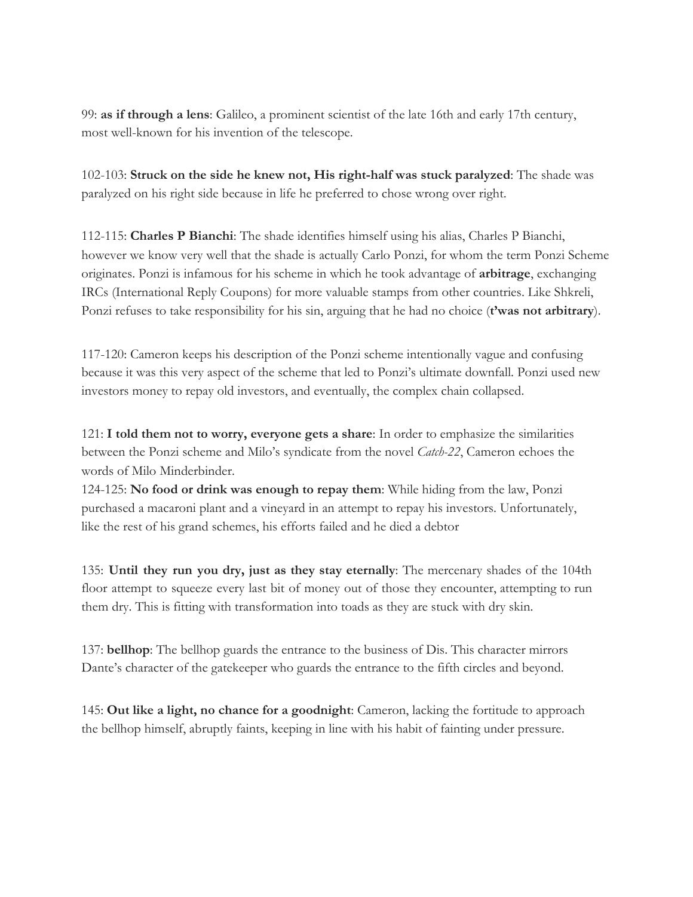99: **as if through a lens**: Galileo, a prominent scientist of the late 16th and early 17th century, most well-known for his invention of the telescope.

102-103: **Struck on the side he knew not, His right-half was stuck paralyzed**: The shade was paralyzed on his right side because in life he preferred to chose wrong over right.

112-115: **Charles P Bianchi**: The shade identifies himself using his alias, Charles P Bianchi, however we know very well that the shade is actually Carlo Ponzi, for whom the term Ponzi Scheme originates. Ponzi is infamous for his scheme in which he took advantage of **arbitrage**, exchanging IRCs (International Reply Coupons) for more valuable stamps from other countries. Like Shkreli, Ponzi refuses to take responsibility for his sin, arguing that he had no choice (**t'was not arbitrary**).

117-120: Cameron keeps his description of the Ponzi scheme intentionally vague and confusing because it was this very aspect of the scheme that led to Ponzi's ultimate downfall. Ponzi used new investors money to repay old investors, and eventually, the complex chain collapsed.

121: **I told them not to worry, everyone gets a share**: In order to emphasize the similarities between the Ponzi scheme and Milo's syndicate from the novel *Catch-22*, Cameron echoes the words of Milo Minderbinder.

124-125: **No food or drink was enough to repay them**: While hiding from the law, Ponzi purchased a macaroni plant and a vineyard in an attempt to repay his investors. Unfortunately, like the rest of his grand schemes, his efforts failed and he died a debtor

135: **Until they run you dry, just as they stay eternally**: The mercenary shades of the 104th floor attempt to squeeze every last bit of money out of those they encounter, attempting to run them dry. This is fitting with transformation into toads as they are stuck with dry skin.

137: **bellhop**: The bellhop guards the entrance to the business of Dis. This character mirrors Dante's character of the gatekeeper who guards the entrance to the fifth circles and beyond.

145: **Out like a light, no chance for a goodnight**: Cameron, lacking the fortitude to approach the bellhop himself, abruptly faints, keeping in line with his habit of fainting under pressure.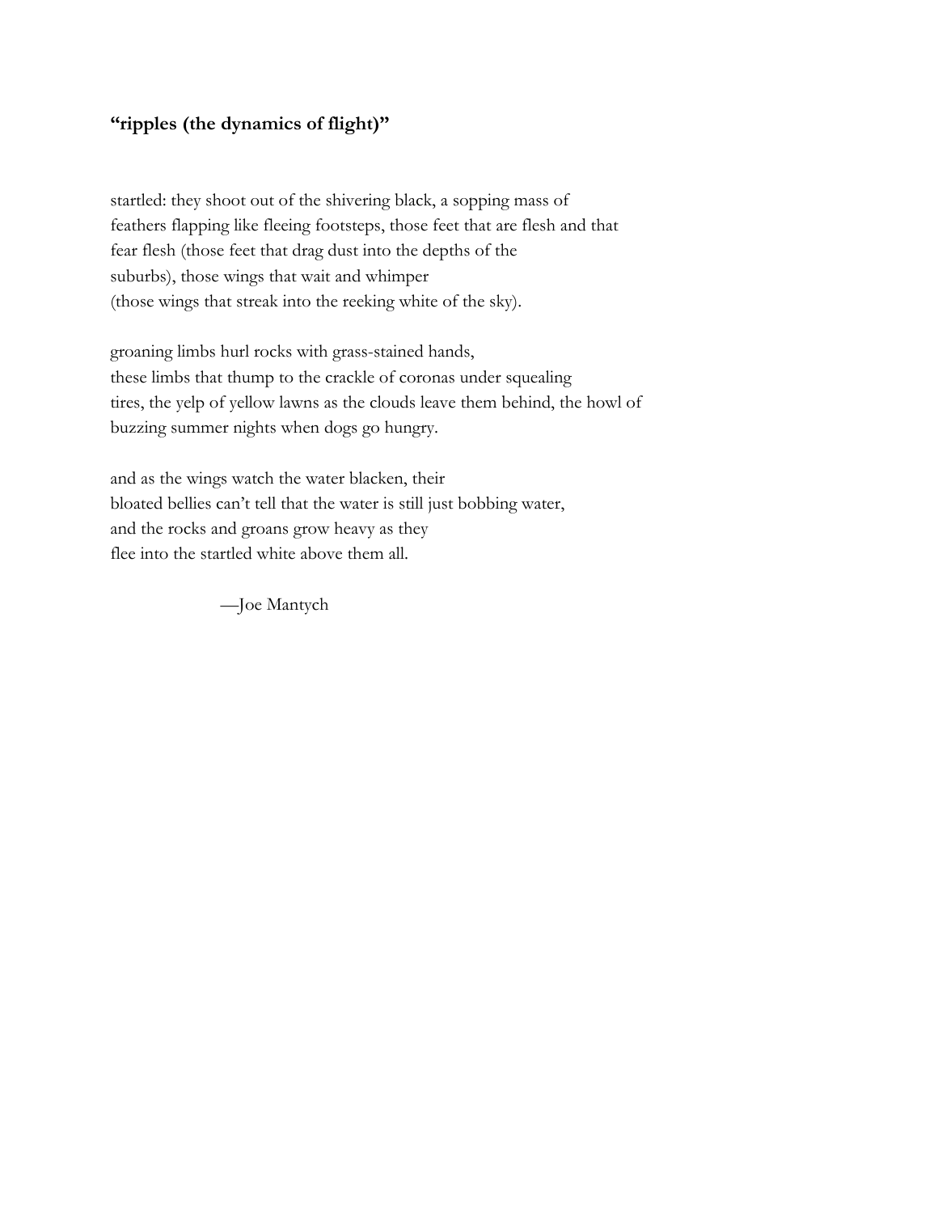### **"ripples (the dynamics of flight)"**

startled: they shoot out of the shivering black, a sopping mass of
feathers flapping like fleeing footsteps, those feet that are flesh and that
fear flesh (those feet that drag dust into the depths of the
suburbs), those wings that wait and whimper
(those wings that streak into the reeking white of the sky).

groaning limbs hurl rocks with grass-stained hands,
these limbs that thump to the crackle of coronas under squealing
tires, the yelp of yellow lawns as the clouds leave them behind, the howl of
buzzing summer nights when dogs go hungry.

and as the wings watch the water blacken, their
bloated bellies can't tell that the water is still just bobbing water,
and the rocks and groans grow heavy as they
flee into the startled white above them all.

—Joe Mantych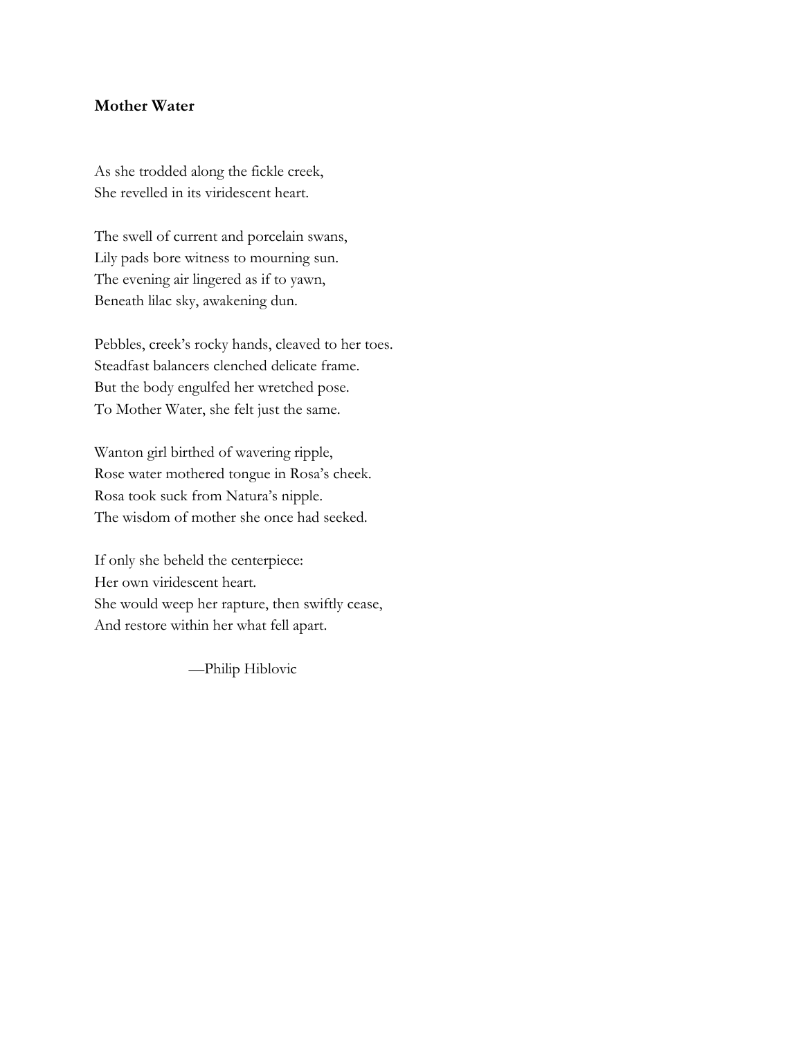**Mother Water**

As she trodded along the fickle creek,
She revelled in its viridescent heart.

The swell of current and porcelain swans,
Lily pads bore witness to mourning sun.
The evening air lingered as if to yawn,
Beneath lilac sky, awakening dun.

Pebbles, creek's rocky hands, cleaved to her toes.
Steadfast balancers clenched delicate frame.
But the body engulfed her wretched pose.
To Mother Water, she felt just the same.

Wanton girl birthed of wavering ripple,
Rose water mothered tongue in Rosa's cheek.
Rosa took suck from Natura's nipple.
The wisdom of mother she once had seeked.

If only she beheld the centerpiece:
Her own viridescent heart.
She would weep her rapture, then swiftly cease,
And restore within her what fell apart.

—Philip Hiblovic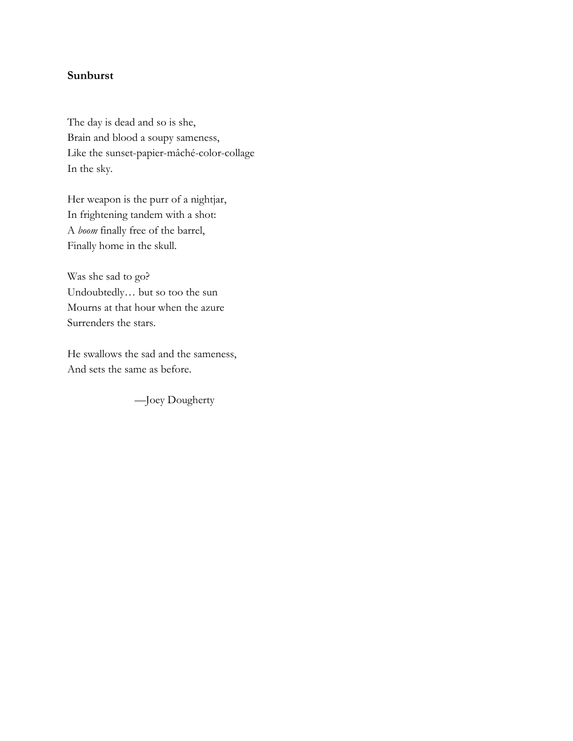**Sunburst**

The day is dead and so is she,
Brain and blood a soupy sameness,
Like the sunset-papier-mâché-color-collage
In the sky.

Her weapon is the purr of a nightjar,
In frightening tandem with a shot:
A *boom* finally free of the barrel,
Finally home in the skull.

Was she sad to go?
Undoubtedly… but so too the sun
Mourns at that hour when the azure
Surrenders the stars.

He swallows the sad and the sameness,
And sets the same as before.

—Joey Dougherty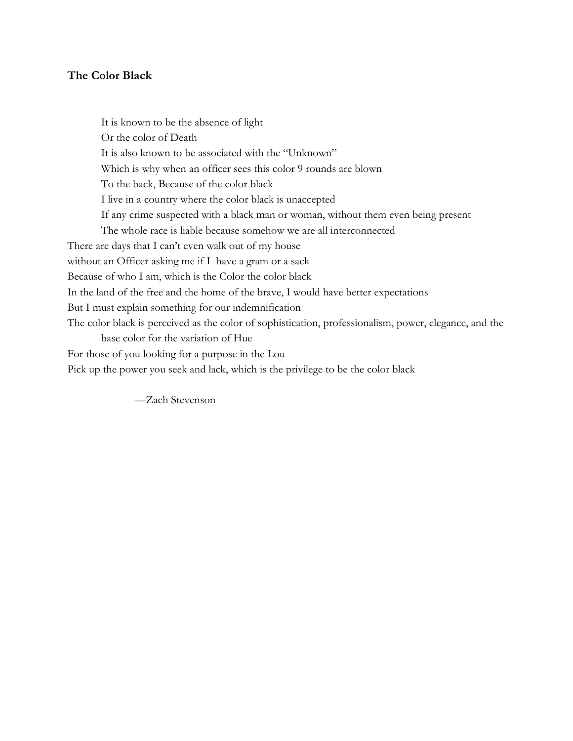**The Color Black**

It is known to be the absence of light
Or the color of Death
It is also known to be associated with the "Unknown"
Which is why when an officer sees this color 9 rounds are blown
To the back, Because of the color black
I live in a country where the color black is unaccepted
If any crime suspected with a black man or woman, without them even being present
The whole race is liable because somehow we are all interconnected
There are days that I can't even walk out of my house
without an Officer asking me if I have a gram or a sack
Because of who I am, which is the Color the color black
In the land of the free and the home of the brave, I would have better expectations
But I must explain something for our indemnification
The color black is perceived as the color of sophistication, professionalism, power, elegance, and the base color for the variation of Hue
For those of you looking for a purpose in the Lou
Pick up the power you seek and lack, which is the privilege to be the color black

—Zach Stevenson